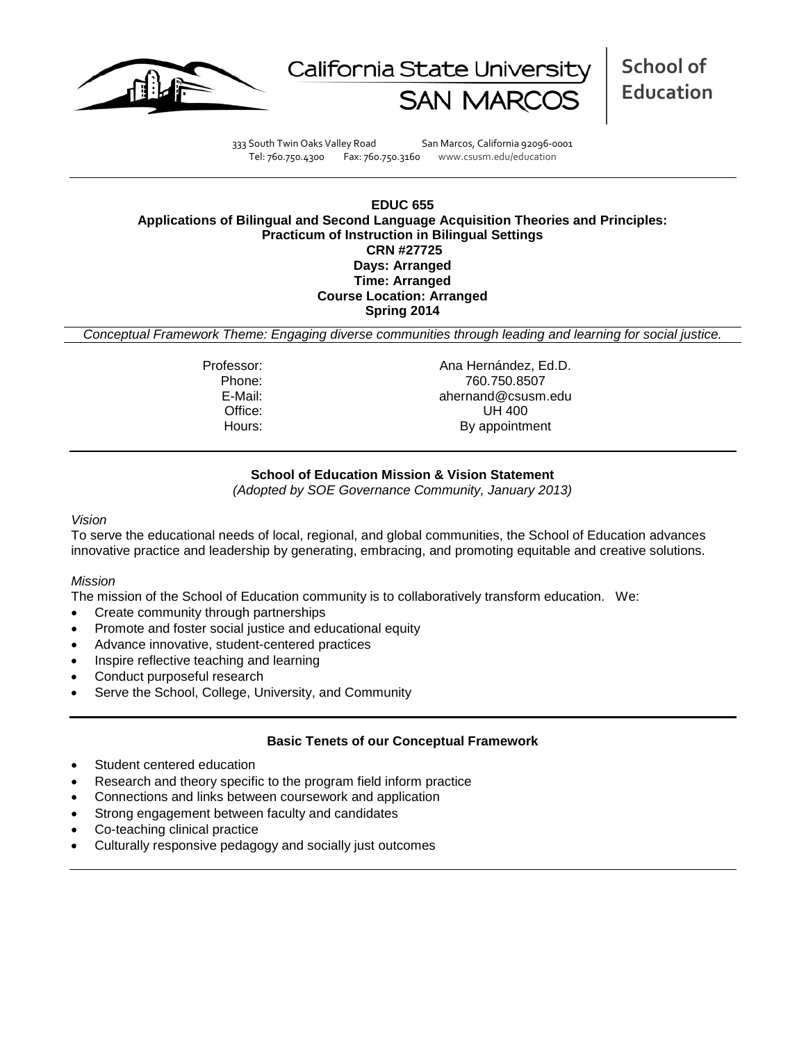California State University SAN MARCOS | **School of Education**

333 South Twin Oaks Valley Road San Marcos, California 92096-0001
Tel: 760.750.4300 Fax: 760.750.3160 www.csusm.edu/education

---

**EDUC 655**
**Applications of Bilingual and Second Language Acquisition Theories and Principles: Practicum of Instruction in Bilingual Settings**
**CRN #27725**
**Days: Arranged**
**Time: Arranged**
**Course Location: Arranged**
**Spring 2014**

*Conceptual Framework Theme: Engaging diverse communities through leading and learning for social justice.*

Professor: Ana Hernández, Ed.D.
Phone: 760.750.8507
E-Mail: ahernand@csusm.edu
Office: UH 400
Hours: By appointment

---

**School of Education Mission & Vision Statement**
*(Adopted by SOE Governance Community, January 2013)*

*Vision*
To serve the educational needs of local, regional, and global communities, the School of Education advances innovative practice and leadership by generating, embracing, and promoting equitable and creative solutions.

*Mission*
The mission of the School of Education community is to collaboratively transform education. We:

- Create community through partnerships
- Promote and foster social justice and educational equity
- Advance innovative, student-centered practices
- Inspire reflective teaching and learning
- Conduct purposeful research
- Serve the School, College, University, and Community

---

**Basic Tenets of our Conceptual Framework**

- Student centered education
- Research and theory specific to the program field inform practice
- Connections and links between coursework and application
- Strong engagement between faculty and candidates
- Co-teaching clinical practice
- Culturally responsive pedagogy and socially just outcomes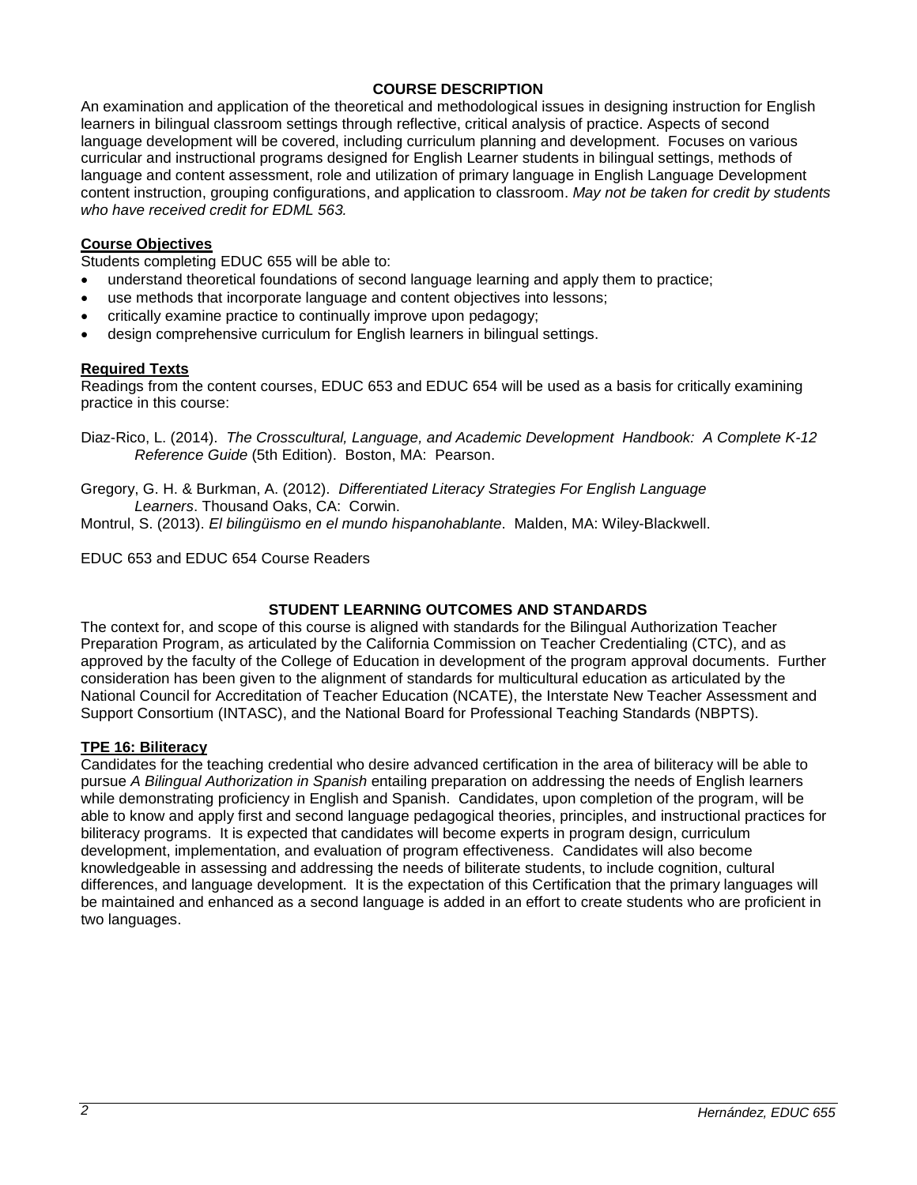## COURSE DESCRIPTION

An examination and application of the theoretical and methodological issues in designing instruction for English learners in bilingual classroom settings through reflective, critical analysis of practice. Aspects of second language development will be covered, including curriculum planning and development. Focuses on various curricular and instructional programs designed for English Learner students in bilingual settings, methods of language and content assessment, role and utilization of primary language in English Language Development content instruction, grouping configurations, and application to classroom. *May not be taken for credit by students who have received credit for EDML 563.*

### Course Objectives

Students completing EDUC 655 will be able to:

- understand theoretical foundations of second language learning and apply them to practice;
- use methods that incorporate language and content objectives into lessons;
- critically examine practice to continually improve upon pedagogy;
- design comprehensive curriculum for English learners in bilingual settings.

### Required Texts

Readings from the content courses, EDUC 653 and EDUC 654 will be used as a basis for critically examining practice in this course:

Diaz-Rico, L. (2014). *The Crosscultural, Language, and Academic Development Handbook: A Complete K-12 Reference Guide* (5th Edition). Boston, MA: Pearson.

Gregory, G. H. & Burkman, A. (2012). *Differentiated Literacy Strategies For English Language Learners*. Thousand Oaks, CA: Corwin.

Montrul, S. (2013). *El bilingüismo en el mundo hispanohablante*. Malden, MA: Wiley-Blackwell.

EDUC 653 and EDUC 654 Course Readers

## STUDENT LEARNING OUTCOMES AND STANDARDS

The context for, and scope of this course is aligned with standards for the Bilingual Authorization Teacher Preparation Program, as articulated by the California Commission on Teacher Credentialing (CTC), and as approved by the faculty of the College of Education in development of the program approval documents. Further consideration has been given to the alignment of standards for multicultural education as articulated by the National Council for Accreditation of Teacher Education (NCATE), the Interstate New Teacher Assessment and Support Consortium (INTASC), and the National Board for Professional Teaching Standards (NBPTS).

### TPE 16: Biliteracy

Candidates for the teaching credential who desire advanced certification in the area of biliteracy will be able to pursue *A Bilingual Authorization in Spanish* entailing preparation on addressing the needs of English learners while demonstrating proficiency in English and Spanish. Candidates, upon completion of the program, will be able to know and apply first and second language pedagogical theories, principles, and instructional practices for biliteracy programs. It is expected that candidates will become experts in program design, curriculum development, implementation, and evaluation of program effectiveness. Candidates will also become knowledgeable in assessing and addressing the needs of biliterate students, to include cognition, cultural differences, and language development. It is the expectation of this Certification that the primary languages will be maintained and enhanced as a second language is added in an effort to create students who are proficient in two languages.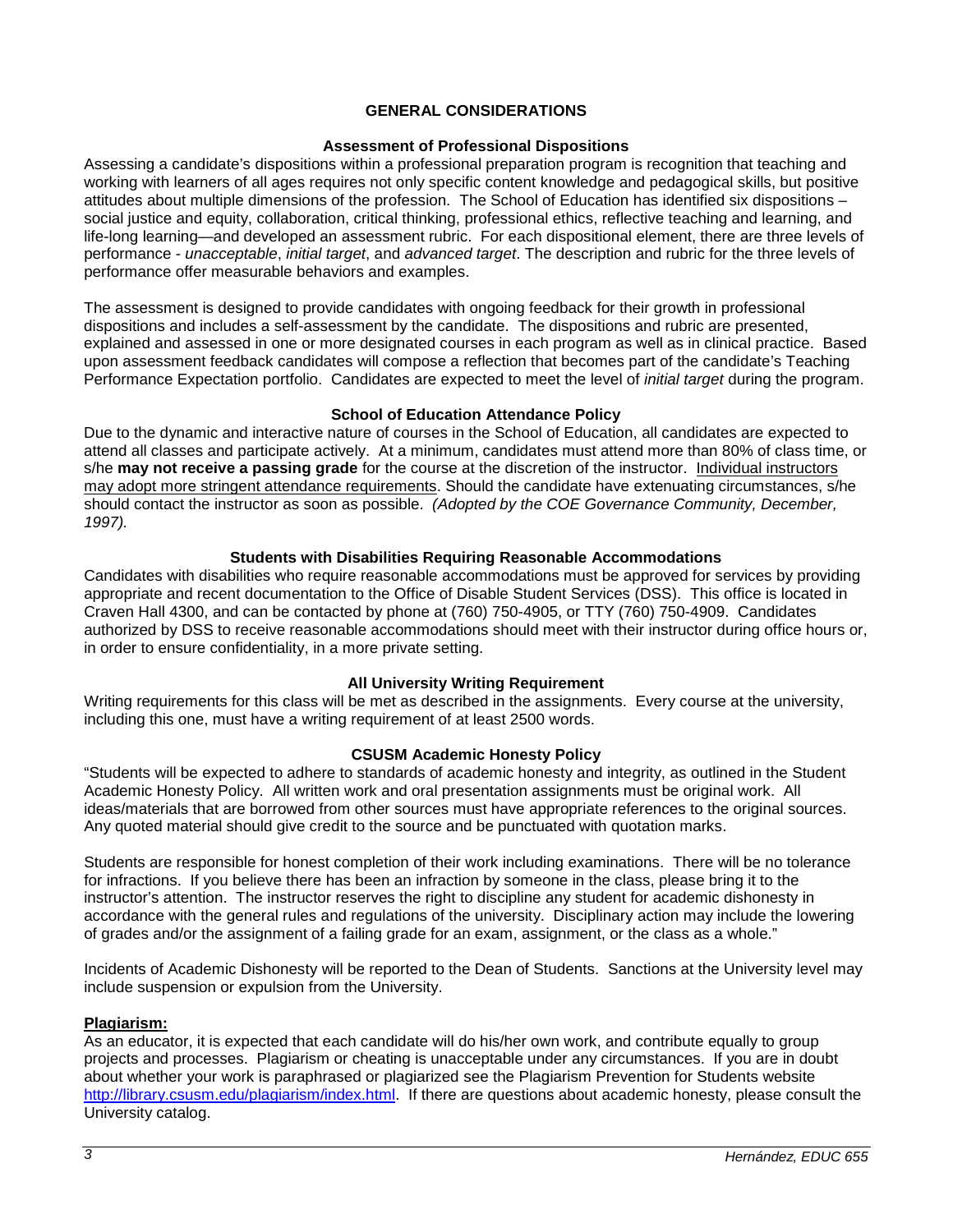# GENERAL CONSIDERATIONS

## Assessment of Professional Dispositions

Assessing a candidate's dispositions within a professional preparation program is recognition that teaching and working with learners of all ages requires not only specific content knowledge and pedagogical skills, but positive attitudes about multiple dimensions of the profession. The School of Education has identified six dispositions – social justice and equity, collaboration, critical thinking, professional ethics, reflective teaching and learning, and life-long learning—and developed an assessment rubric. For each dispositional element, there are three levels of performance - *unacceptable*, *initial target*, and *advanced target*. The description and rubric for the three levels of performance offer measurable behaviors and examples.

The assessment is designed to provide candidates with ongoing feedback for their growth in professional dispositions and includes a self-assessment by the candidate. The dispositions and rubric are presented, explained and assessed in one or more designated courses in each program as well as in clinical practice. Based upon assessment feedback candidates will compose a reflection that becomes part of the candidate's Teaching Performance Expectation portfolio. Candidates are expected to meet the level of *initial target* during the program.

## School of Education Attendance Policy

Due to the dynamic and interactive nature of courses in the School of Education, all candidates are expected to attend all classes and participate actively. At a minimum, candidates must attend more than 80% of class time, or s/he **may not receive a passing grade** for the course at the discretion of the instructor. <u>Individual instructors may adopt more stringent attendance requirements</u>. Should the candidate have extenuating circumstances, s/he should contact the instructor as soon as possible. *(Adopted by the COE Governance Community, December, 1997).*

## Students with Disabilities Requiring Reasonable Accommodations

Candidates with disabilities who require reasonable accommodations must be approved for services by providing appropriate and recent documentation to the Office of Disable Student Services (DSS). This office is located in Craven Hall 4300, and can be contacted by phone at (760) 750-4905, or TTY (760) 750-4909. Candidates authorized by DSS to receive reasonable accommodations should meet with their instructor during office hours or, in order to ensure confidentiality, in a more private setting.

## All University Writing Requirement

Writing requirements for this class will be met as described in the assignments. Every course at the university, including this one, must have a writing requirement of at least 2500 words.

## CSUSM Academic Honesty Policy

"Students will be expected to adhere to standards of academic honesty and integrity, as outlined in the Student Academic Honesty Policy. All written work and oral presentation assignments must be original work. All ideas/materials that are borrowed from other sources must have appropriate references to the original sources. Any quoted material should give credit to the source and be punctuated with quotation marks.

Students are responsible for honest completion of their work including examinations. There will be no tolerance for infractions. If you believe there has been an infraction by someone in the class, please bring it to the instructor's attention. The instructor reserves the right to discipline any student for academic dishonesty in accordance with the general rules and regulations of the university. Disciplinary action may include the lowering of grades and/or the assignment of a failing grade for an exam, assignment, or the class as a whole."

Incidents of Academic Dishonesty will be reported to the Dean of Students. Sanctions at the University level may include suspension or expulsion from the University.

**<u>Plagiarism:</u>**

As an educator, it is expected that each candidate will do his/her own work, and contribute equally to group projects and processes. Plagiarism or cheating is unacceptable under any circumstances. If you are in doubt about whether your work is paraphrased or plagiarized see the Plagiarism Prevention for Students website http://library.csusm.edu/plagiarism/index.html. If there are questions about academic honesty, please consult the University catalog.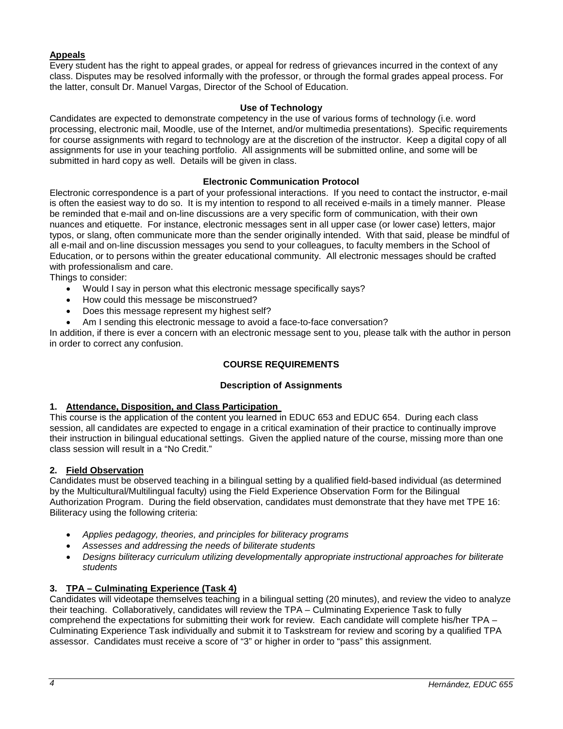**Appeals**

Every student has the right to appeal grades, or appeal for redress of grievances incurred in the context of any class. Disputes may be resolved informally with the professor, or through the formal grades appeal process. For the latter, consult Dr. Manuel Vargas, Director of the School of Education.

### Use of Technology

Candidates are expected to demonstrate competency in the use of various forms of technology (i.e. word processing, electronic mail, Moodle, use of the Internet, and/or multimedia presentations). Specific requirements for course assignments with regard to technology are at the discretion of the instructor. Keep a digital copy of all assignments for use in your teaching portfolio. All assignments will be submitted online, and some will be submitted in hard copy as well. Details will be given in class.

### Electronic Communication Protocol

Electronic correspondence is a part of your professional interactions. If you need to contact the instructor, e-mail is often the easiest way to do so. It is my intention to respond to all received e-mails in a timely manner. Please be reminded that e-mail and on-line discussions are a very specific form of communication, with their own nuances and etiquette. For instance, electronic messages sent in all upper case (or lower case) letters, major typos, or slang, often communicate more than the sender originally intended. With that said, please be mindful of all e-mail and on-line discussion messages you send to your colleagues, to faculty members in the School of Education, or to persons within the greater educational community. All electronic messages should be crafted with professionalism and care.

Things to consider:

- Would I say in person what this electronic message specifically says?
- How could this message be misconstrued?
- Does this message represent my highest self?
- Am I sending this electronic message to avoid a face-to-face conversation?

In addition, if there is ever a concern with an electronic message sent to you, please talk with the author in person in order to correct any confusion.

## COURSE REQUIREMENTS

### Description of Assignments

**1. Attendance, Disposition, and Class Participation**

This course is the application of the content you learned in EDUC 653 and EDUC 654. During each class session, all candidates are expected to engage in a critical examination of their practice to continually improve their instruction in bilingual educational settings. Given the applied nature of the course, missing more than one class session will result in a "No Credit."

**2. Field Observation**

Candidates must be observed teaching in a bilingual setting by a qualified field-based individual (as determined by the Multicultural/Multilingual faculty) using the Field Experience Observation Form for the Bilingual Authorization Program. During the field observation, candidates must demonstrate that they have met TPE 16: Biliteracy using the following criteria:

- *Applies pedagogy, theories, and principles for biliteracy programs*
- *Assesses and addressing the needs of biliterate students*
- *Designs biliteracy curriculum utilizing developmentally appropriate instructional approaches for biliterate students*

**3. TPA – Culminating Experience (Task 4)**

Candidates will videotape themselves teaching in a bilingual setting (20 minutes), and review the video to analyze their teaching. Collaboratively, candidates will review the TPA – Culminating Experience Task to fully comprehend the expectations for submitting their work for review. Each candidate will complete his/her TPA – Culminating Experience Task individually and submit it to Taskstream for review and scoring by a qualified TPA assessor. Candidates must receive a score of "3" or higher in order to "pass" this assignment.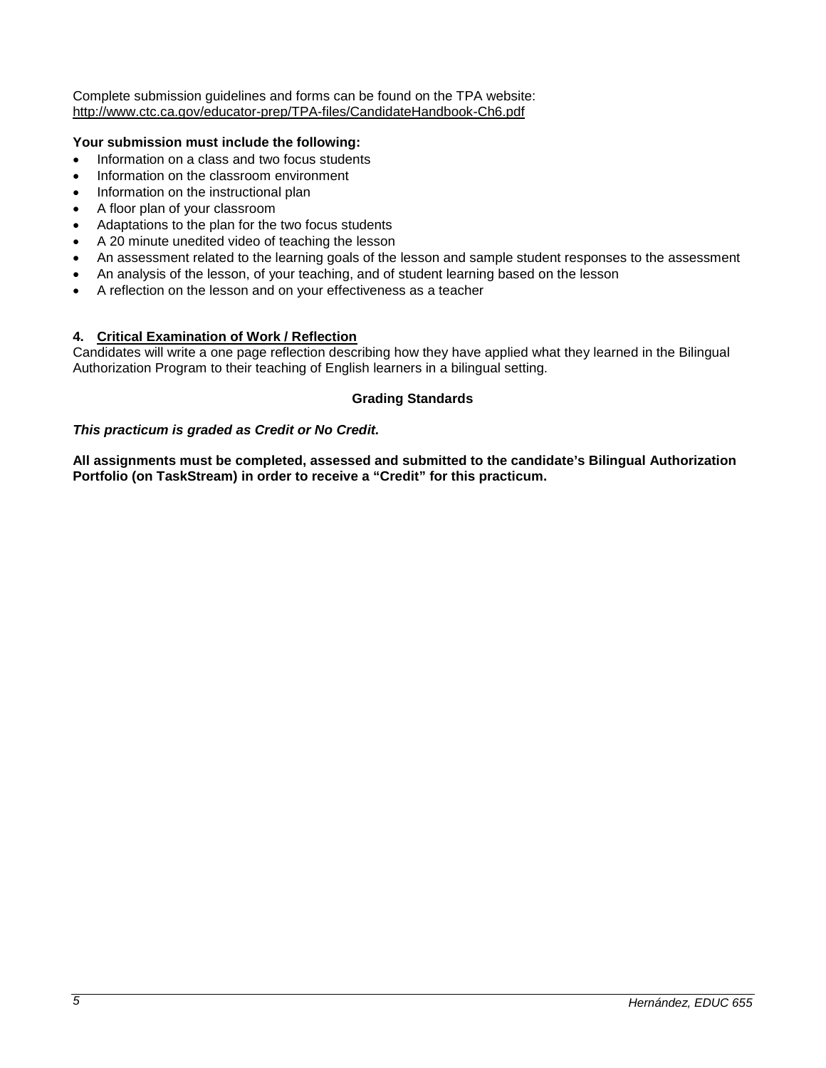Complete submission guidelines and forms can be found on the TPA website: http://www.ctc.ca.gov/educator-prep/TPA-files/CandidateHandbook-Ch6.pdf

**Your submission must include the following:**

- Information on a class and two focus students
- Information on the classroom environment
- Information on the instructional plan
- A floor plan of your classroom
- Adaptations to the plan for the two focus students
- A 20 minute unedited video of teaching the lesson
- An assessment related to the learning goals of the lesson and sample student responses to the assessment
- An analysis of the lesson, of your teaching, and of student learning based on the lesson
- A reflection on the lesson and on your effectiveness as a teacher

### 4. Critical Examination of Work / Reflection

Candidates will write a one page reflection describing how they have applied what they learned in the Bilingual Authorization Program to their teaching of English learners in a bilingual setting.

## Grading Standards

***This practicum is graded as Credit or No Credit.***

**All assignments must be completed, assessed and submitted to the candidate's Bilingual Authorization Portfolio (on TaskStream) in order to receive a "Credit" for this practicum.**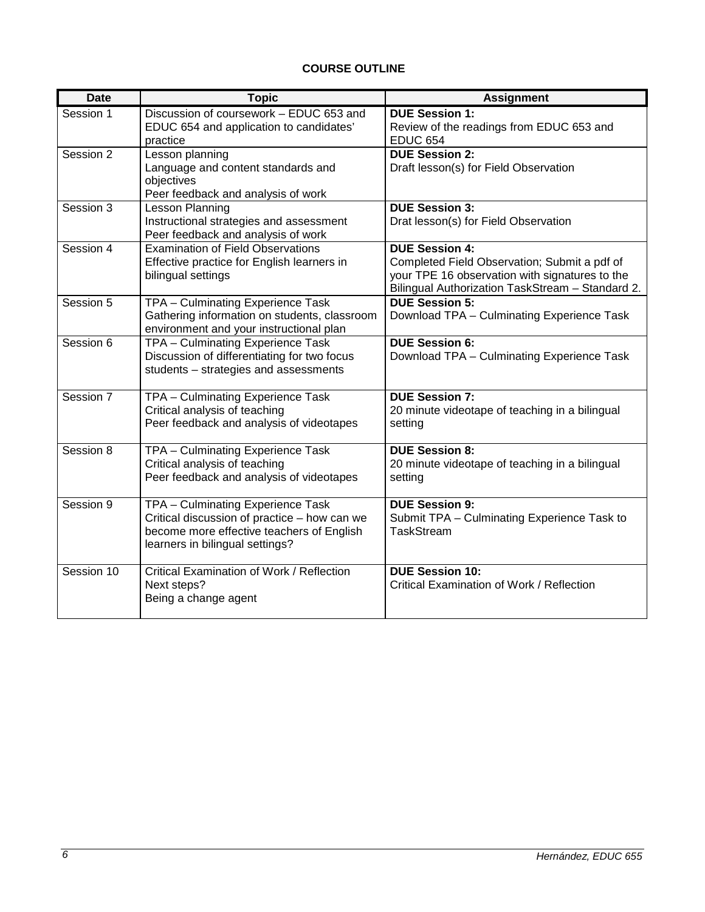## COURSE OUTLINE

| Date | Topic | Assignment |
|---|---|---|
| Session 1 | Discussion of coursework – EDUC 653 and EDUC 654 and application to candidates' practice | **DUE Session 1:** Review of the readings from EDUC 653 and EDUC 654 |
| Session 2 | Lesson planning<br>Language and content standards and objectives<br>Peer feedback and analysis of work | **DUE Session 2:** Draft lesson(s) for Field Observation |
| Session 3 | Lesson Planning<br>Instructional strategies and assessment<br>Peer feedback and analysis of work | **DUE Session 3:** Drat lesson(s) for Field Observation |
| Session 4 | Examination of Field Observations<br>Effective practice for English learners in bilingual settings | **DUE Session 4:** Completed Field Observation; Submit a pdf of your TPE 16 observation with signatures to the Bilingual Authorization TaskStream – Standard 2. |
| Session 5 | TPA – Culminating Experience Task<br>Gathering information on students, classroom environment and your instructional plan | **DUE Session 5:** Download TPA – Culminating Experience Task |
| Session 6 | TPA – Culminating Experience Task<br>Discussion of differentiating for two focus students – strategies and assessments | **DUE Session 6:** Download TPA – Culminating Experience Task |
| Session 7 | TPA – Culminating Experience Task<br>Critical analysis of teaching<br>Peer feedback and analysis of videotapes | **DUE Session 7:** 20 minute videotape of teaching in a bilingual setting |
| Session 8 | TPA – Culminating Experience Task<br>Critical analysis of teaching<br>Peer feedback and analysis of videotapes | **DUE Session 8:** 20 minute videotape of teaching in a bilingual setting |
| Session 9 | TPA – Culminating Experience Task<br>Critical discussion of practice – how can we become more effective teachers of English learners in bilingual settings? | **DUE Session 9:** Submit TPA – Culminating Experience Task to TaskStream |
| Session 10 | Critical Examination of Work / Reflection<br>Next steps?<br>Being a change agent | **DUE Session 10:** Critical Examination of Work / Reflection |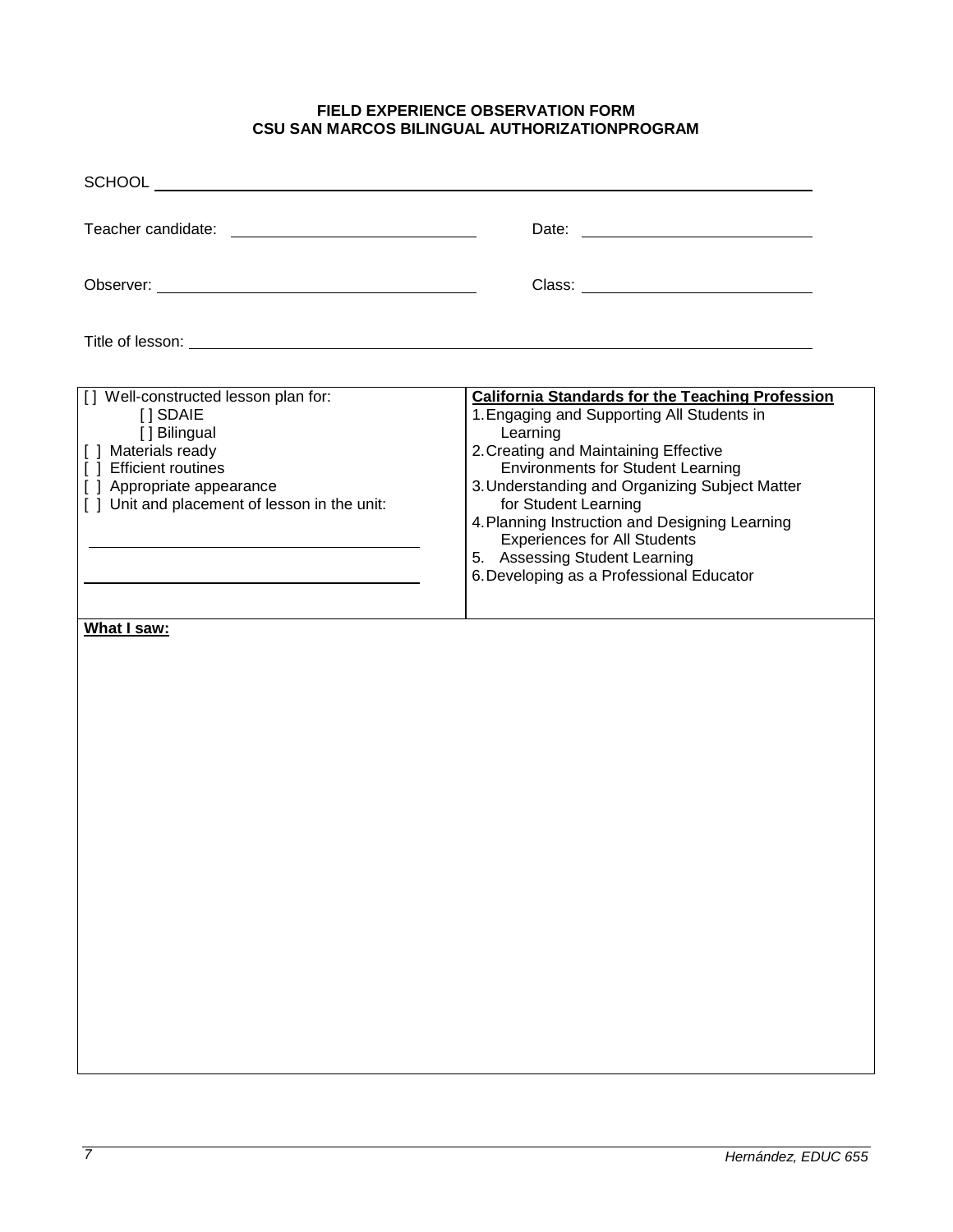**FIELD EXPERIENCE OBSERVATION FORM**
**CSU SAN MARCOS BILINGUAL AUTHORIZATIONPROGRAM**

SCHOOL ____________________________________________

Teacher candidate: ________________________ Date: ________________________

Observer: ________________________ Class: ________________________

Title of lesson: ____________________________________________

| [ ] Well-constructed lesson plan for:<br>[ ] SDAIE<br>[ ] Bilingual<br>[ ] Materials ready<br>[ ] Efficient routines<br>[ ] Appropriate appearance<br>[ ] Unit and placement of lesson in the unit:<br>____________________<br>____________________ | **California Standards for the Teaching Profession**<br>1. Engaging and Supporting All Students in Learning<br>2. Creating and Maintaining Effective Environments for Student Learning<br>3. Understanding and Organizing Subject Matter for Student Learning<br>4. Planning Instruction and Designing Learning Experiences for All Students<br>5. Assessing Student Learning<br>6. Developing as a Professional Educator |
|---|---|

**What I saw:**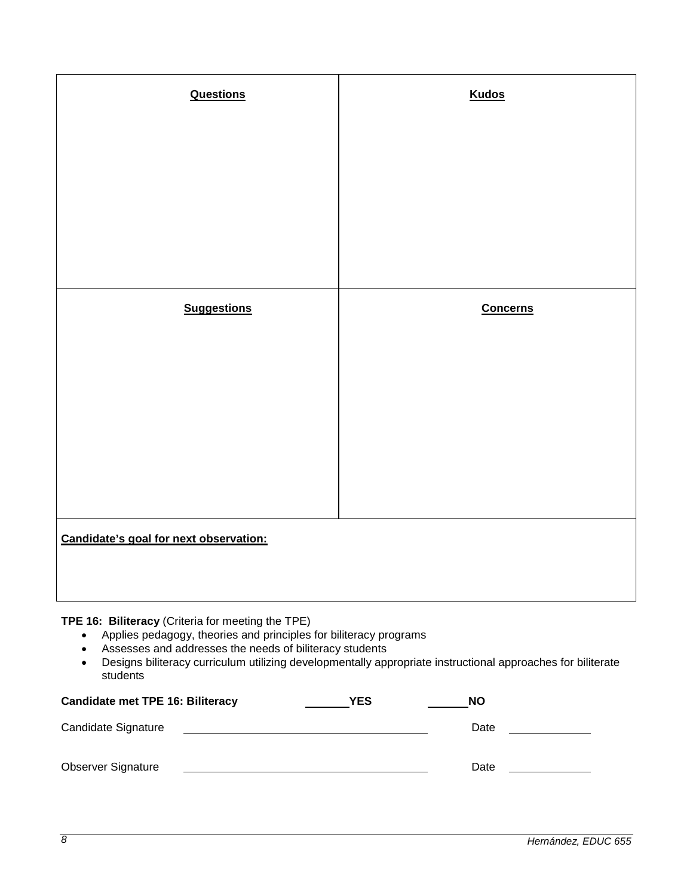| Questions | Kudos |
|---|---|
| | |
| **Suggestions** | **Concerns** |
| | |
| **Candidate's goal for next observation:** | |

**TPE 16: Biliteracy** (Criteria for meeting the TPE)

- Applies pedagogy, theories and principles for biliteracy programs
- Assesses and addresses the needs of biliteracy students
- Designs biliteracy curriculum utilizing developmentally appropriate instructional approaches for biliterate students

**Candidate met TPE 16: Biliteracy** _______**YES** _______**NO**

Candidate Signature ______________________________ Date __________

Observer Signature ______________________________ Date __________